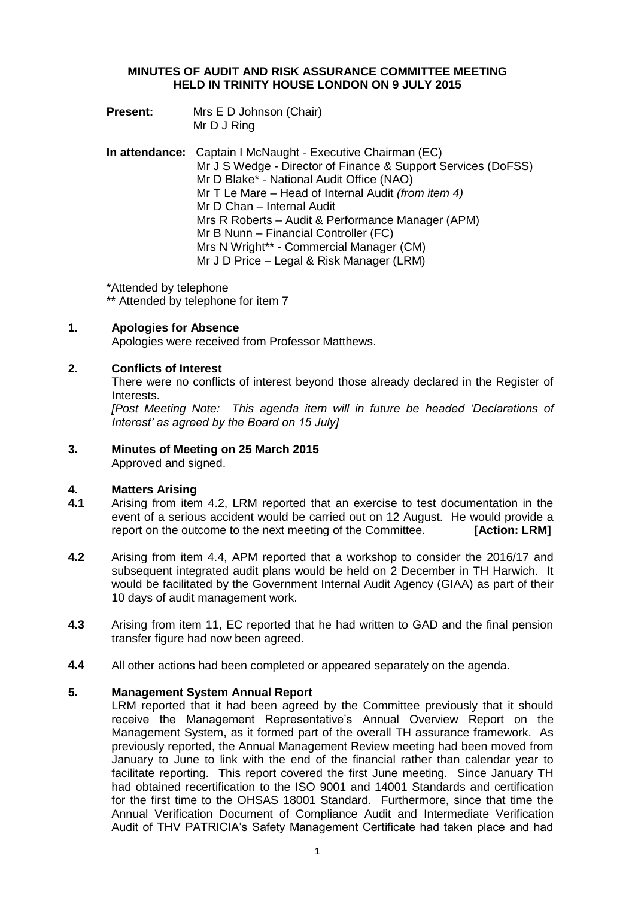# MINUTES OF AUDIT AND RISK ASSURANCE COMMITTEE MEETING HELD IN TRINITY HOUSE LONDON ON 9 JULY 2015

**Present:** Mrs E D Johnson (Chair)
Mr D J Ring

**In attendance:** Captain I McNaught - Executive Chairman (EC)
Mr J S Wedge - Director of Finance & Support Services (DoFSS)
Mr D Blake* - National Audit Office (NAO)
Mr T Le Mare – Head of Internal Audit *(from item 4)*
Mr D Chan – Internal Audit
Mrs R Roberts – Audit & Performance Manager (APM)
Mr B Nunn – Financial Controller (FC)
Mrs N Wright** - Commercial Manager (CM)
Mr J D Price – Legal & Risk Manager (LRM)

*Attended by telephone
** Attended by telephone for item 7

## 1. Apologies for Absence

Apologies were received from Professor Matthews.

## 2. Conflicts of Interest

There were no conflicts of interest beyond those already declared in the Register of Interests.

*[Post Meeting Note: This agenda item will in future be headed 'Declarations of Interest' as agreed by the Board on 15 July]*

## 3. Minutes of Meeting on 25 March 2015

Approved and signed.

## 4. Matters Arising

**4.1** Arising from item 4.2, LRM reported that an exercise to test documentation in the event of a serious accident would be carried out on 12 August. He would provide a report on the outcome to the next meeting of the Committee. **[Action: LRM]**

**4.2** Arising from item 4.4, APM reported that a workshop to consider the 2016/17 and subsequent integrated audit plans would be held on 2 December in TH Harwich. It would be facilitated by the Government Internal Audit Agency (GIAA) as part of their 10 days of audit management work.

**4.3** Arising from item 11, EC reported that he had written to GAD and the final pension transfer figure had now been agreed.

**4.4** All other actions had been completed or appeared separately on the agenda.

## 5. Management System Annual Report

LRM reported that it had been agreed by the Committee previously that it should receive the Management Representative's Annual Overview Report on the Management System, as it formed part of the overall TH assurance framework. As previously reported, the Annual Management Review meeting had been moved from January to June to link with the end of the financial rather than calendar year to facilitate reporting. This report covered the first June meeting. Since January TH had obtained recertification to the ISO 9001 and 14001 Standards and certification for the first time to the OHSAS 18001 Standard. Furthermore, since that time the Annual Verification Document of Compliance Audit and Intermediate Verification Audit of THV PATRICIA's Safety Management Certificate had taken place and had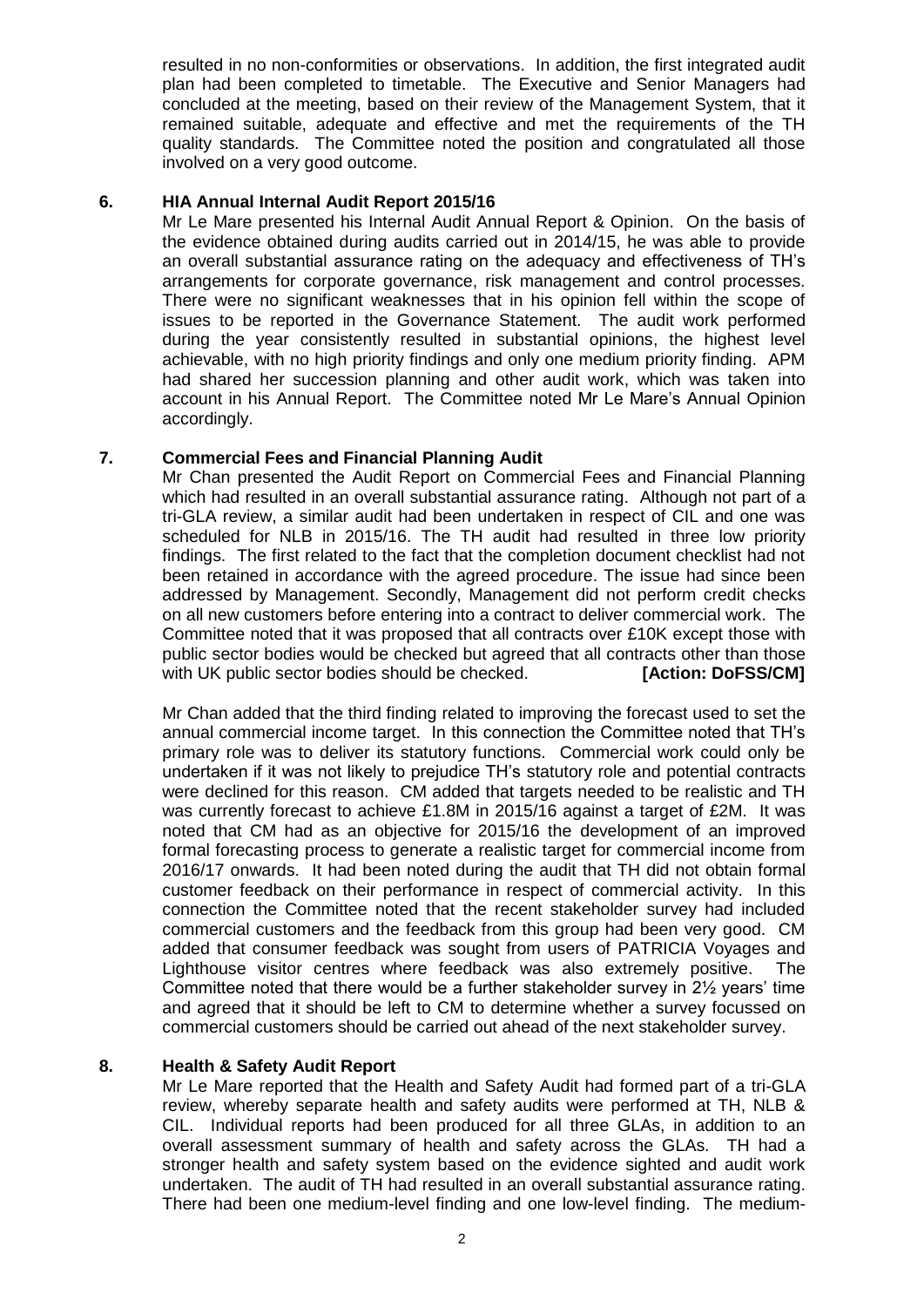resulted in no non-conformities or observations. In addition, the first integrated audit plan had been completed to timetable. The Executive and Senior Managers had concluded at the meeting, based on their review of the Management System, that it remained suitable, adequate and effective and met the requirements of the TH quality standards. The Committee noted the position and congratulated all those involved on a very good outcome.

## 6. HIA Annual Internal Audit Report 2015/16

Mr Le Mare presented his Internal Audit Annual Report & Opinion. On the basis of the evidence obtained during audits carried out in 2014/15, he was able to provide an overall substantial assurance rating on the adequacy and effectiveness of TH's arrangements for corporate governance, risk management and control processes. There were no significant weaknesses that in his opinion fell within the scope of issues to be reported in the Governance Statement. The audit work performed during the year consistently resulted in substantial opinions, the highest level achievable, with no high priority findings and only one medium priority finding. APM had shared her succession planning and other audit work, which was taken into account in his Annual Report. The Committee noted Mr Le Mare's Annual Opinion accordingly.

## 7. Commercial Fees and Financial Planning Audit

Mr Chan presented the Audit Report on Commercial Fees and Financial Planning which had resulted in an overall substantial assurance rating. Although not part of a tri-GLA review, a similar audit had been undertaken in respect of CIL and one was scheduled for NLB in 2015/16. The TH audit had resulted in three low priority findings. The first related to the fact that the completion document checklist had not been retained in accordance with the agreed procedure. The issue had since been addressed by Management. Secondly, Management did not perform credit checks on all new customers before entering into a contract to deliver commercial work. The Committee noted that it was proposed that all contracts over £10K except those with public sector bodies would be checked but agreed that all contracts other than those with UK public sector bodies should be checked. **[Action: DoFSS/CM]**

Mr Chan added that the third finding related to improving the forecast used to set the annual commercial income target. In this connection the Committee noted that TH's primary role was to deliver its statutory functions. Commercial work could only be undertaken if it was not likely to prejudice TH's statutory role and potential contracts were declined for this reason. CM added that targets needed to be realistic and TH was currently forecast to achieve £1.8M in 2015/16 against a target of £2M. It was noted that CM had as an objective for 2015/16 the development of an improved formal forecasting process to generate a realistic target for commercial income from 2016/17 onwards. It had been noted during the audit that TH did not obtain formal customer feedback on their performance in respect of commercial activity. In this connection the Committee noted that the recent stakeholder survey had included commercial customers and the feedback from this group had been very good. CM added that consumer feedback was sought from users of PATRICIA Voyages and Lighthouse visitor centres where feedback was also extremely positive. The Committee noted that there would be a further stakeholder survey in 2½ years' time and agreed that it should be left to CM to determine whether a survey focussed on commercial customers should be carried out ahead of the next stakeholder survey.

## 8. Health & Safety Audit Report

Mr Le Mare reported that the Health and Safety Audit had formed part of a tri-GLA review, whereby separate health and safety audits were performed at TH, NLB & CIL. Individual reports had been produced for all three GLAs, in addition to an overall assessment summary of health and safety across the GLAs. TH had a stronger health and safety system based on the evidence sighted and audit work undertaken. The audit of TH had resulted in an overall substantial assurance rating. There had been one medium-level finding and one low-level finding. The medium-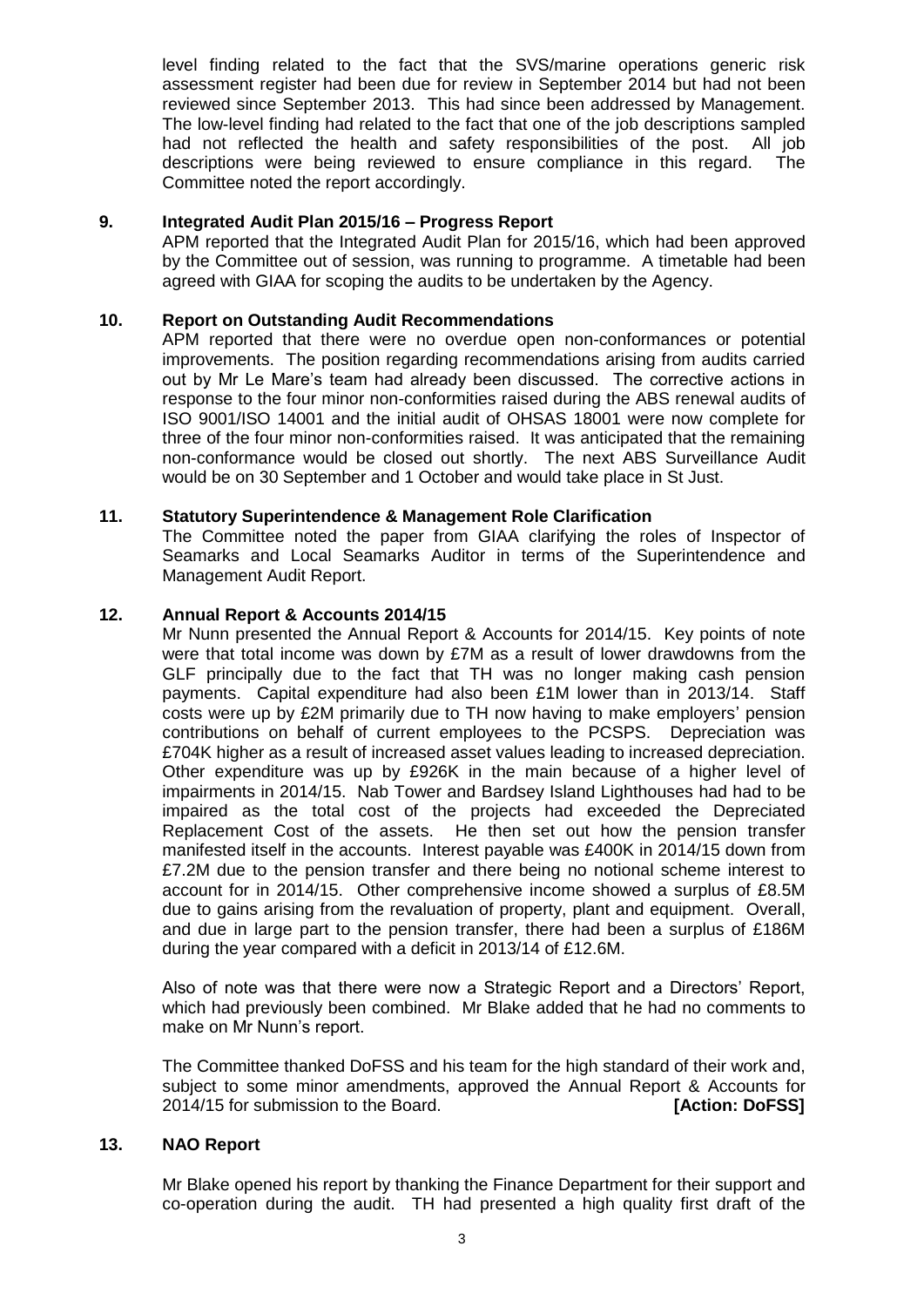level finding related to the fact that the SVS/marine operations generic risk assessment register had been due for review in September 2014 but had not been reviewed since September 2013. This had since been addressed by Management. The low-level finding had related to the fact that one of the job descriptions sampled had not reflected the health and safety responsibilities of the post. All job descriptions were being reviewed to ensure compliance in this regard. The Committee noted the report accordingly.

**9. Integrated Audit Plan 2015/16 – Progress Report**

APM reported that the Integrated Audit Plan for 2015/16, which had been approved by the Committee out of session, was running to programme. A timetable had been agreed with GIAA for scoping the audits to be undertaken by the Agency.

**10. Report on Outstanding Audit Recommendations**

APM reported that there were no overdue open non-conformances or potential improvements. The position regarding recommendations arising from audits carried out by Mr Le Mare's team had already been discussed. The corrective actions in response to the four minor non-conformities raised during the ABS renewal audits of ISO 9001/ISO 14001 and the initial audit of OHSAS 18001 were now complete for three of the four minor non-conformities raised. It was anticipated that the remaining non-conformance would be closed out shortly. The next ABS Surveillance Audit would be on 30 September and 1 October and would take place in St Just.

**11. Statutory Superintendence & Management Role Clarification**

The Committee noted the paper from GIAA clarifying the roles of Inspector of Seamarks and Local Seamarks Auditor in terms of the Superintendence and Management Audit Report.

**12. Annual Report & Accounts 2014/15**

Mr Nunn presented the Annual Report & Accounts for 2014/15. Key points of note were that total income was down by £7M as a result of lower drawdowns from the GLF principally due to the fact that TH was no longer making cash pension payments. Capital expenditure had also been £1M lower than in 2013/14. Staff costs were up by £2M primarily due to TH now having to make employers' pension contributions on behalf of current employees to the PCSPS. Depreciation was £704K higher as a result of increased asset values leading to increased depreciation. Other expenditure was up by £926K in the main because of a higher level of impairments in 2014/15. Nab Tower and Bardsey Island Lighthouses had had to be impaired as the total cost of the projects had exceeded the Depreciated Replacement Cost of the assets. He then set out how the pension transfer manifested itself in the accounts. Interest payable was £400K in 2014/15 down from £7.2M due to the pension transfer and there being no notional scheme interest to account for in 2014/15. Other comprehensive income showed a surplus of £8.5M due to gains arising from the revaluation of property, plant and equipment. Overall, and due in large part to the pension transfer, there had been a surplus of £186M during the year compared with a deficit in 2013/14 of £12.6M.

Also of note was that there were now a Strategic Report and a Directors' Report, which had previously been combined. Mr Blake added that he had no comments to make on Mr Nunn's report.

The Committee thanked DoFSS and his team for the high standard of their work and, subject to some minor amendments, approved the Annual Report & Accounts for 2014/15 for submission to the Board. **[Action: DoFSS]**

**13. NAO Report**

Mr Blake opened his report by thanking the Finance Department for their support and co-operation during the audit. TH had presented a high quality first draft of the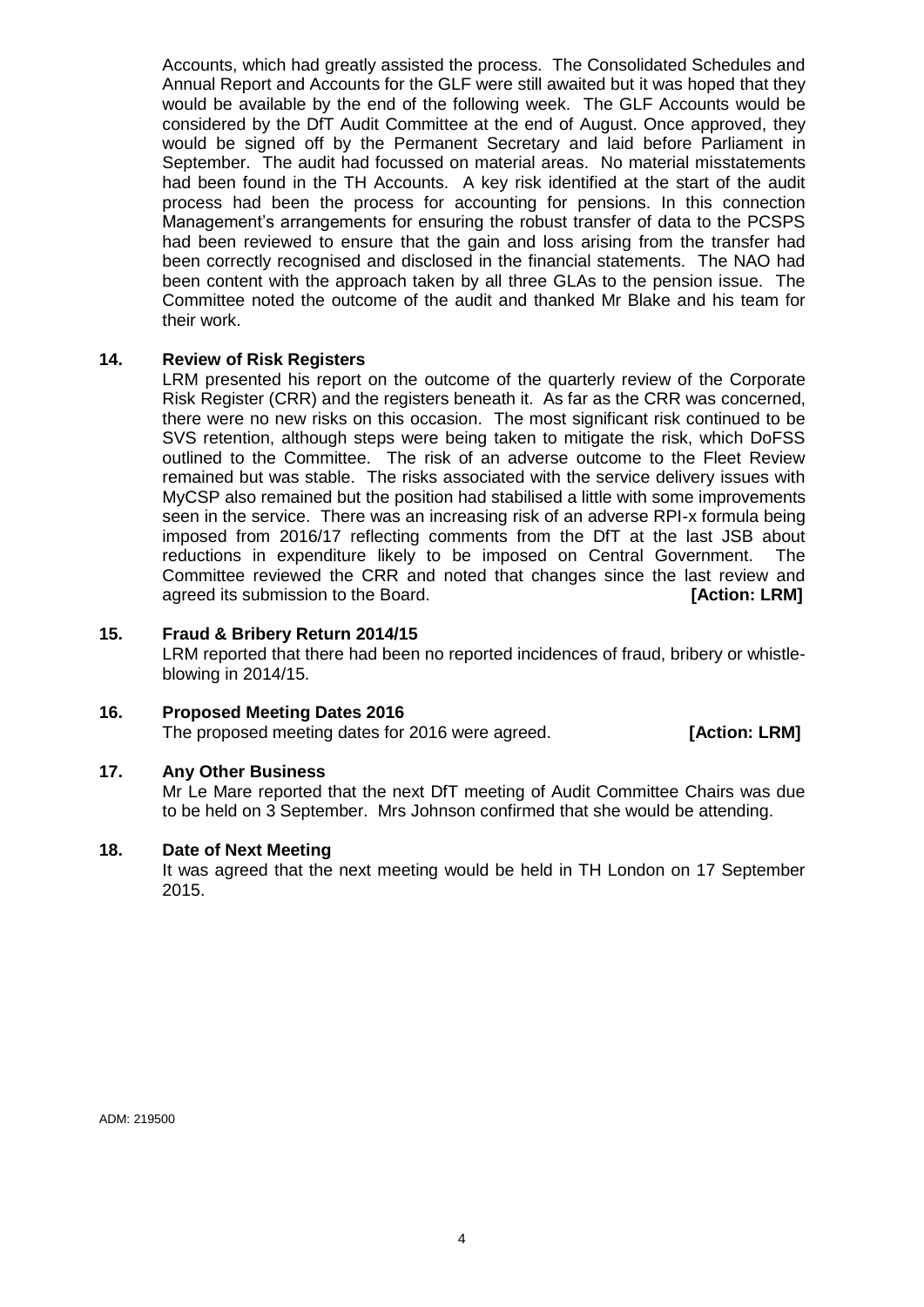Accounts, which had greatly assisted the process. The Consolidated Schedules and Annual Report and Accounts for the GLF were still awaited but it was hoped that they would be available by the end of the following week. The GLF Accounts would be considered by the DfT Audit Committee at the end of August. Once approved, they would be signed off by the Permanent Secretary and laid before Parliament in September. The audit had focussed on material areas. No material misstatements had been found in the TH Accounts. A key risk identified at the start of the audit process had been the process for accounting for pensions. In this connection Management's arrangements for ensuring the robust transfer of data to the PCSPS had been reviewed to ensure that the gain and loss arising from the transfer had been correctly recognised and disclosed in the financial statements. The NAO had been content with the approach taken by all three GLAs to the pension issue. The Committee noted the outcome of the audit and thanked Mr Blake and his team for their work.

**14. Review of Risk Registers**

LRM presented his report on the outcome of the quarterly review of the Corporate Risk Register (CRR) and the registers beneath it. As far as the CRR was concerned, there were no new risks on this occasion. The most significant risk continued to be SVS retention, although steps were being taken to mitigate the risk, which DoFSS outlined to the Committee. The risk of an adverse outcome to the Fleet Review remained but was stable. The risks associated with the service delivery issues with MyCSP also remained but the position had stabilised a little with some improvements seen in the service. There was an increasing risk of an adverse RPI-x formula being imposed from 2016/17 reflecting comments from the DfT at the last JSB about reductions in expenditure likely to be imposed on Central Government. The Committee reviewed the CRR and noted that changes since the last review and agreed its submission to the Board. **[Action: LRM]**

**15. Fraud & Bribery Return 2014/15**

LRM reported that there had been no reported incidences of fraud, bribery or whistle-blowing in 2014/15.

**16. Proposed Meeting Dates 2016**

The proposed meeting dates for 2016 were agreed. **[Action: LRM]**

**17. Any Other Business**

Mr Le Mare reported that the next DfT meeting of Audit Committee Chairs was due to be held on 3 September. Mrs Johnson confirmed that she would be attending.

**18. Date of Next Meeting**

It was agreed that the next meeting would be held in TH London on 17 September 2015.

ADM: 219500